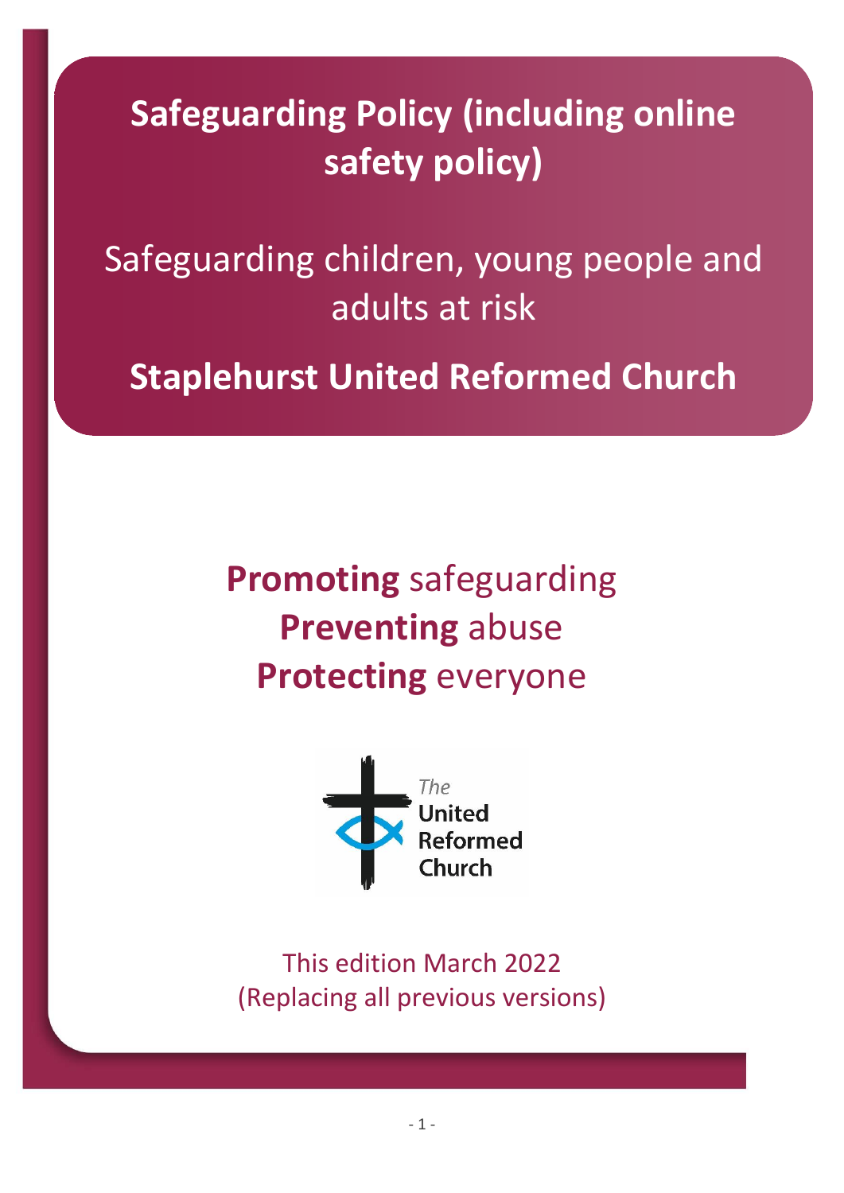# Safeguarding Policy (including online safety policy)

Safeguarding children, young people and adults at risk

**Staplehurst United Reformed Church**

**Promoting** safeguarding
**Preventing** abuse
**Protecting** everyone

The United Reformed Church

This edition March 2022
(Replacing all previous versions)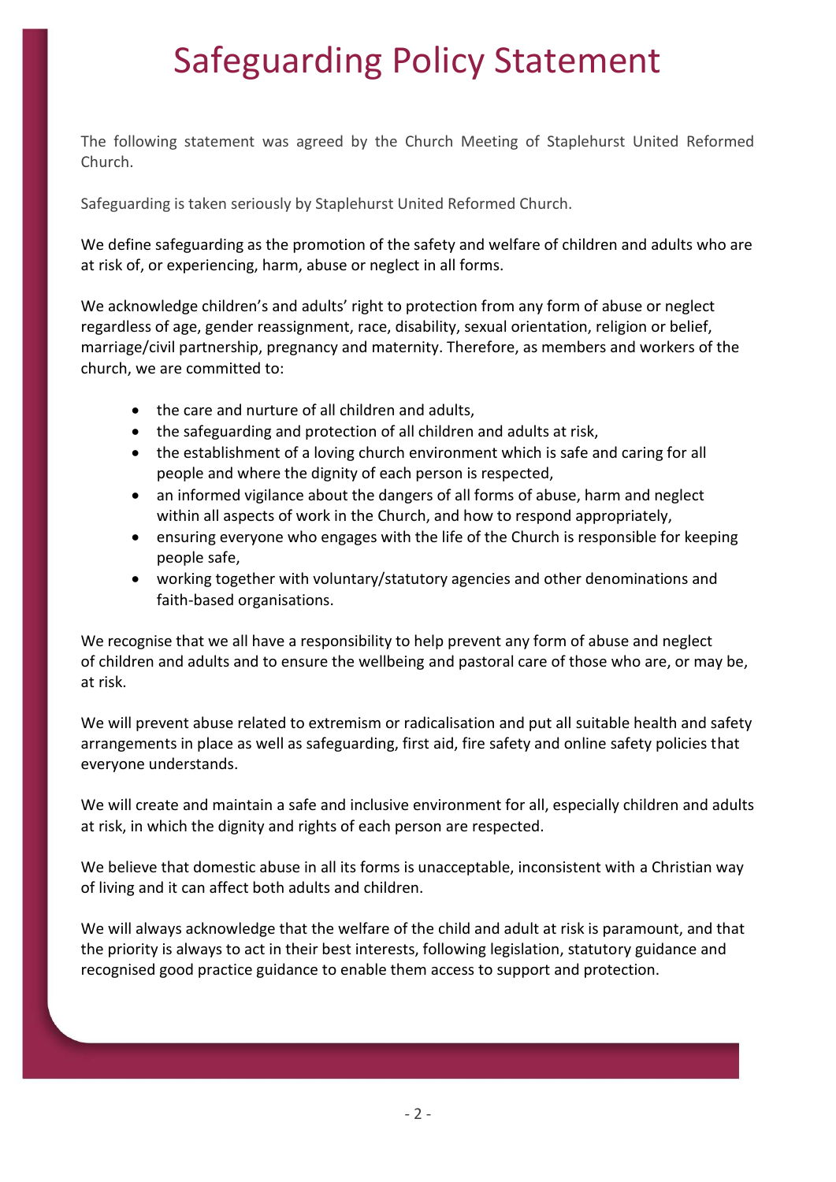# Safeguarding Policy Statement

The following statement was agreed by the Church Meeting of Staplehurst United Reformed Church.

Safeguarding is taken seriously by Staplehurst United Reformed Church.

We define safeguarding as the promotion of the safety and welfare of children and adults who are at risk of, or experiencing, harm, abuse or neglect in all forms.

We acknowledge children's and adults' right to protection from any form of abuse or neglect regardless of age, gender reassignment, race, disability, sexual orientation, religion or belief, marriage/civil partnership, pregnancy and maternity. Therefore, as members and workers of the church, we are committed to:

- the care and nurture of all children and adults,
- the safeguarding and protection of all children and adults at risk,
- the establishment of a loving church environment which is safe and caring for all people and where the dignity of each person is respected,
- an informed vigilance about the dangers of all forms of abuse, harm and neglect within all aspects of work in the Church, and how to respond appropriately,
- ensuring everyone who engages with the life of the Church is responsible for keeping people safe,
- working together with voluntary/statutory agencies and other denominations and faith-based organisations.

We recognise that we all have a responsibility to help prevent any form of abuse and neglect of children and adults and to ensure the wellbeing and pastoral care of those who are, or may be, at risk.

We will prevent abuse related to extremism or radicalisation and put all suitable health and safety arrangements in place as well as safeguarding, first aid, fire safety and online safety policies that everyone understands.

We will create and maintain a safe and inclusive environment for all, especially children and adults at risk, in which the dignity and rights of each person are respected.

We believe that domestic abuse in all its forms is unacceptable, inconsistent with a Christian way of living and it can affect both adults and children.

We will always acknowledge that the welfare of the child and adult at risk is paramount, and that the priority is always to act in their best interests, following legislation, statutory guidance and recognised good practice guidance to enable them access to support and protection.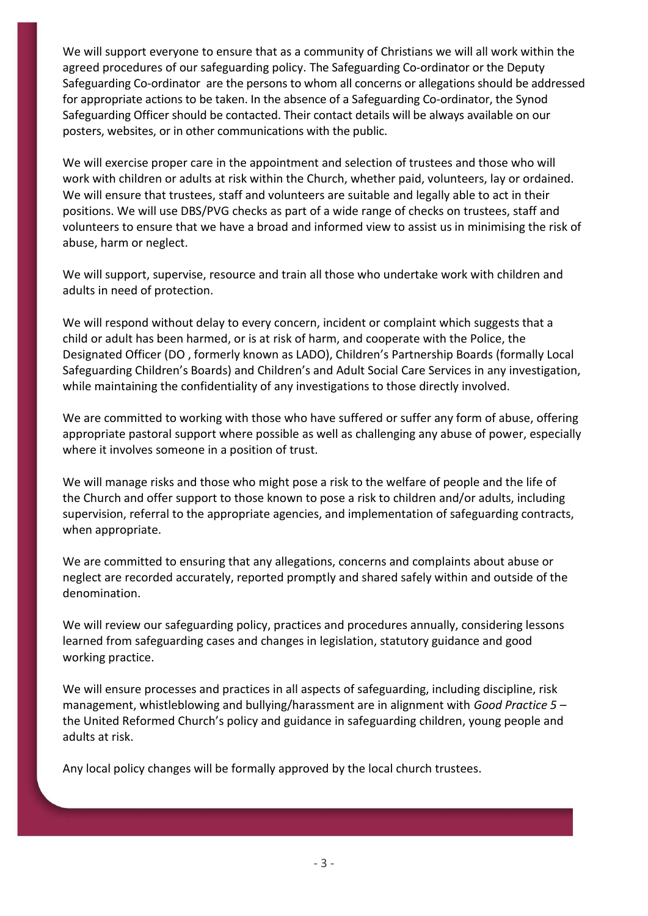We will support everyone to ensure that as a community of Christians we will all work within the agreed procedures of our safeguarding policy. The Safeguarding Co-ordinator or the Deputy Safeguarding Co-ordinator are the persons to whom all concerns or allegations should be addressed for appropriate actions to be taken. In the absence of a Safeguarding Co-ordinator, the Synod Safeguarding Officer should be contacted. Their contact details will be always available on our posters, websites, or in other communications with the public.

We will exercise proper care in the appointment and selection of trustees and those who will work with children or adults at risk within the Church, whether paid, volunteers, lay or ordained. We will ensure that trustees, staff and volunteers are suitable and legally able to act in their positions. We will use DBS/PVG checks as part of a wide range of checks on trustees, staff and volunteers to ensure that we have a broad and informed view to assist us in minimising the risk of abuse, harm or neglect.

We will support, supervise, resource and train all those who undertake work with children and adults in need of protection.

We will respond without delay to every concern, incident or complaint which suggests that a child or adult has been harmed, or is at risk of harm, and cooperate with the Police, the Designated Officer (DO , formerly known as LADO), Children's Partnership Boards (formally Local Safeguarding Children's Boards) and Children's and Adult Social Care Services in any investigation, while maintaining the confidentiality of any investigations to those directly involved.

We are committed to working with those who have suffered or suffer any form of abuse, offering appropriate pastoral support where possible as well as challenging any abuse of power, especially where it involves someone in a position of trust.

We will manage risks and those who might pose a risk to the welfare of people and the life of the Church and offer support to those known to pose a risk to children and/or adults, including supervision, referral to the appropriate agencies, and implementation of safeguarding contracts, when appropriate.

We are committed to ensuring that any allegations, concerns and complaints about abuse or neglect are recorded accurately, reported promptly and shared safely within and outside of the denomination.

We will review our safeguarding policy, practices and procedures annually, considering lessons learned from safeguarding cases and changes in legislation, statutory guidance and good working practice.

We will ensure processes and practices in all aspects of safeguarding, including discipline, risk management, whistleblowing and bullying/harassment are in alignment with *Good Practice 5* – the United Reformed Church's policy and guidance in safeguarding children, young people and adults at risk.

Any local policy changes will be formally approved by the local church trustees.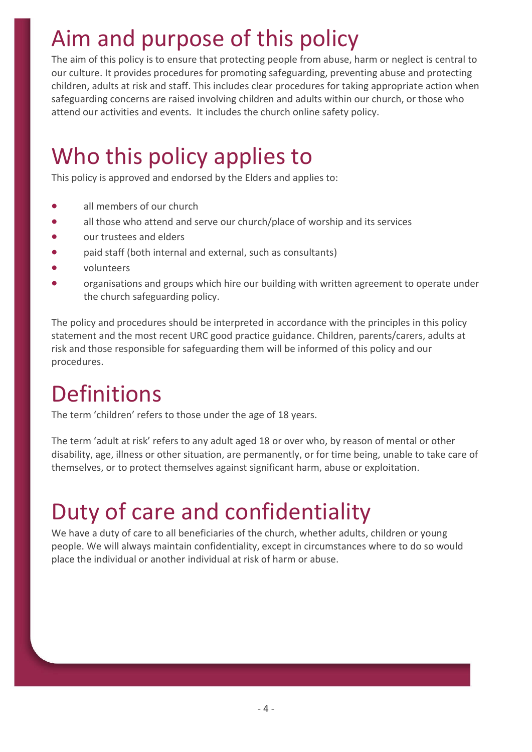# Aim and purpose of this policy

The aim of this policy is to ensure that protecting people from abuse, harm or neglect is central to our culture. It provides procedures for promoting safeguarding, preventing abuse and protecting children, adults at risk and staff. This includes clear procedures for taking appropriate action when safeguarding concerns are raised involving children and adults within our church, or those who attend our activities and events. It includes the church online safety policy.

# Who this policy applies to

This policy is approved and endorsed by the Elders and applies to:

- all members of our church
- all those who attend and serve our church/place of worship and its services
- our trustees and elders
- paid staff (both internal and external, such as consultants)
- volunteers
- organisations and groups which hire our building with written agreement to operate under the church safeguarding policy.

The policy and procedures should be interpreted in accordance with the principles in this policy statement and the most recent URC good practice guidance. Children, parents/carers, adults at risk and those responsible for safeguarding them will be informed of this policy and our procedures.

# Definitions

The term 'children' refers to those under the age of 18 years.

The term 'adult at risk' refers to any adult aged 18 or over who, by reason of mental or other disability, age, illness or other situation, are permanently, or for time being, unable to take care of themselves, or to protect themselves against significant harm, abuse or exploitation.

# Duty of care and confidentiality

We have a duty of care to all beneficiaries of the church, whether adults, children or young people. We will always maintain confidentiality, except in circumstances where to do so would place the individual or another individual at risk of harm or abuse.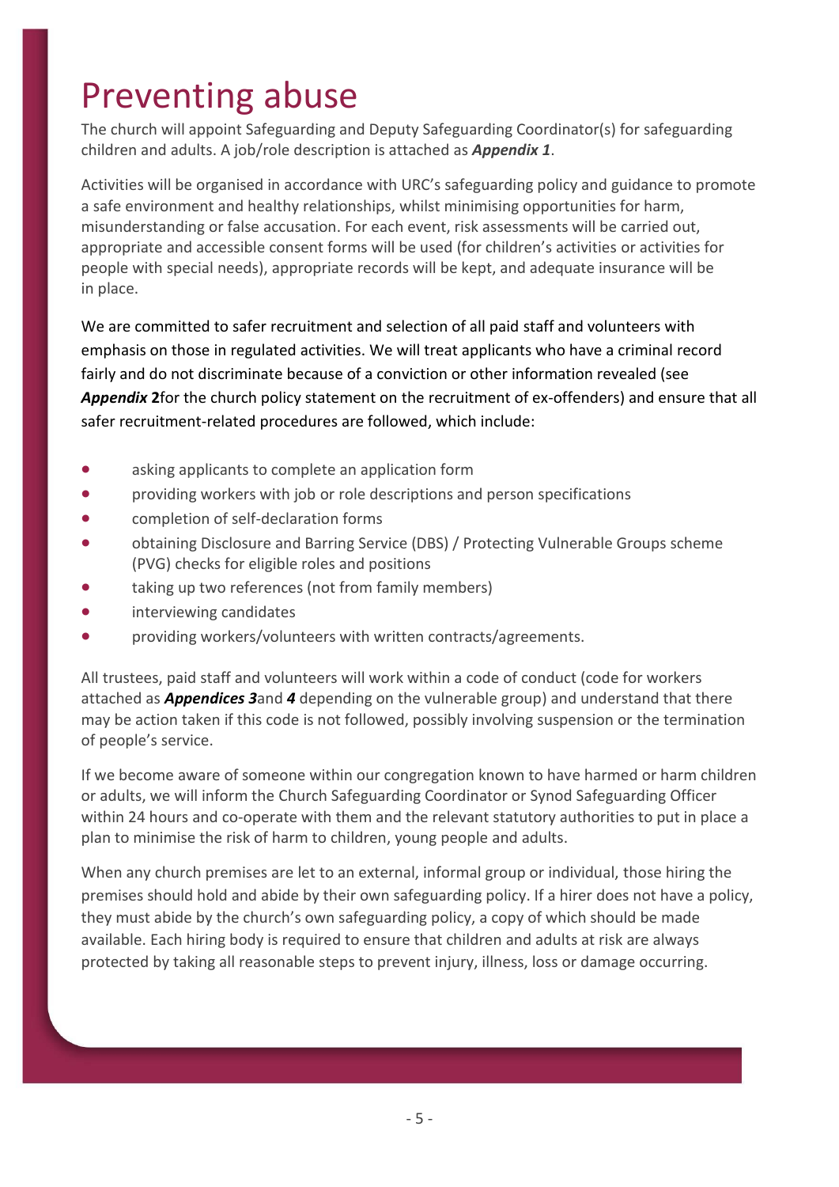# Preventing abuse

The church will appoint Safeguarding and Deputy Safeguarding Coordinator(s) for safeguarding children and adults. A job/role description is attached as ***Appendix 1***.

Activities will be organised in accordance with URC's safeguarding policy and guidance to promote a safe environment and healthy relationships, whilst minimising opportunities for harm, misunderstanding or false accusation. For each event, risk assessments will be carried out, appropriate and accessible consent forms will be used (for children's activities or activities for people with special needs), appropriate records will be kept, and adequate insurance will be in place.

We are committed to safer recruitment and selection of all paid staff and volunteers with emphasis on those in regulated activities. We will treat applicants who have a criminal record fairly and do not discriminate because of a conviction or other information revealed (see ***Appendix* 2**for the church policy statement on the recruitment of ex-offenders) and ensure that all safer recruitment-related procedures are followed, which include:

- asking applicants to complete an application form
- providing workers with job or role descriptions and person specifications
- completion of self-declaration forms
- obtaining Disclosure and Barring Service (DBS) / Protecting Vulnerable Groups scheme (PVG) checks for eligible roles and positions
- taking up two references (not from family members)
- interviewing candidates
- providing workers/volunteers with written contracts/agreements.

All trustees, paid staff and volunteers will work within a code of conduct (code for workers attached as ***Appendices 3***and ***4*** depending on the vulnerable group) and understand that there may be action taken if this code is not followed, possibly involving suspension or the termination of people's service.

If we become aware of someone within our congregation known to have harmed or harm children or adults, we will inform the Church Safeguarding Coordinator or Synod Safeguarding Officer within 24 hours and co-operate with them and the relevant statutory authorities to put in place a plan to minimise the risk of harm to children, young people and adults.

When any church premises are let to an external, informal group or individual, those hiring the premises should hold and abide by their own safeguarding policy. If a hirer does not have a policy, they must abide by the church's own safeguarding policy, a copy of which should be made available. Each hiring body is required to ensure that children and adults at risk are always protected by taking all reasonable steps to prevent injury, illness, loss or damage occurring.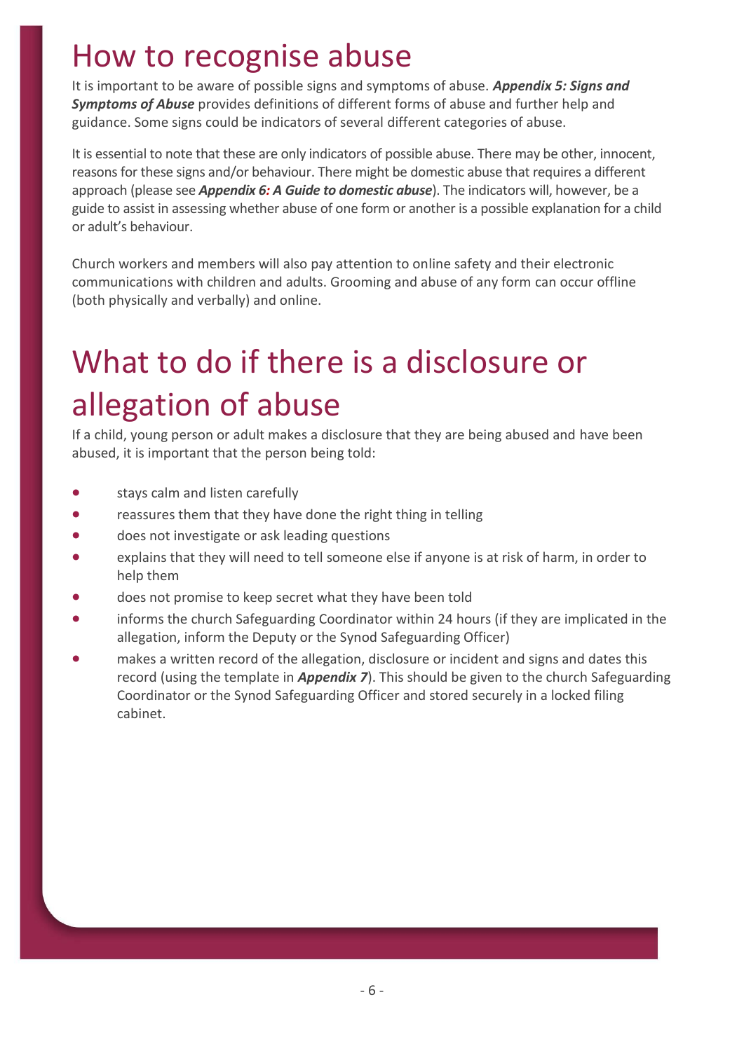# How to recognise abuse

It is important to be aware of possible signs and symptoms of abuse. ***Appendix 5: Signs and Symptoms of Abuse*** provides definitions of different forms of abuse and further help and guidance. Some signs could be indicators of several different categories of abuse.

It is essential to note that these are only indicators of possible abuse. There may be other, innocent, reasons for these signs and/or behaviour. There might be domestic abuse that requires a different approach (please see ***Appendix 6: A Guide to domestic abuse***). The indicators will, however, be a guide to assist in assessing whether abuse of one form or another is a possible explanation for a child or adult's behaviour.

Church workers and members will also pay attention to online safety and their electronic communications with children and adults. Grooming and abuse of any form can occur offline (both physically and verbally) and online.

# What to do if there is a disclosure or allegation of abuse

If a child, young person or adult makes a disclosure that they are being abused and have been abused, it is important that the person being told:

- stays calm and listen carefully
- reassures them that they have done the right thing in telling
- does not investigate or ask leading questions
- explains that they will need to tell someone else if anyone is at risk of harm, in order to help them
- does not promise to keep secret what they have been told
- informs the church Safeguarding Coordinator within 24 hours (if they are implicated in the allegation, inform the Deputy or the Synod Safeguarding Officer)
- makes a written record of the allegation, disclosure or incident and signs and dates this record (using the template in ***Appendix 7***). This should be given to the church Safeguarding Coordinator or the Synod Safeguarding Officer and stored securely in a locked filing cabinet.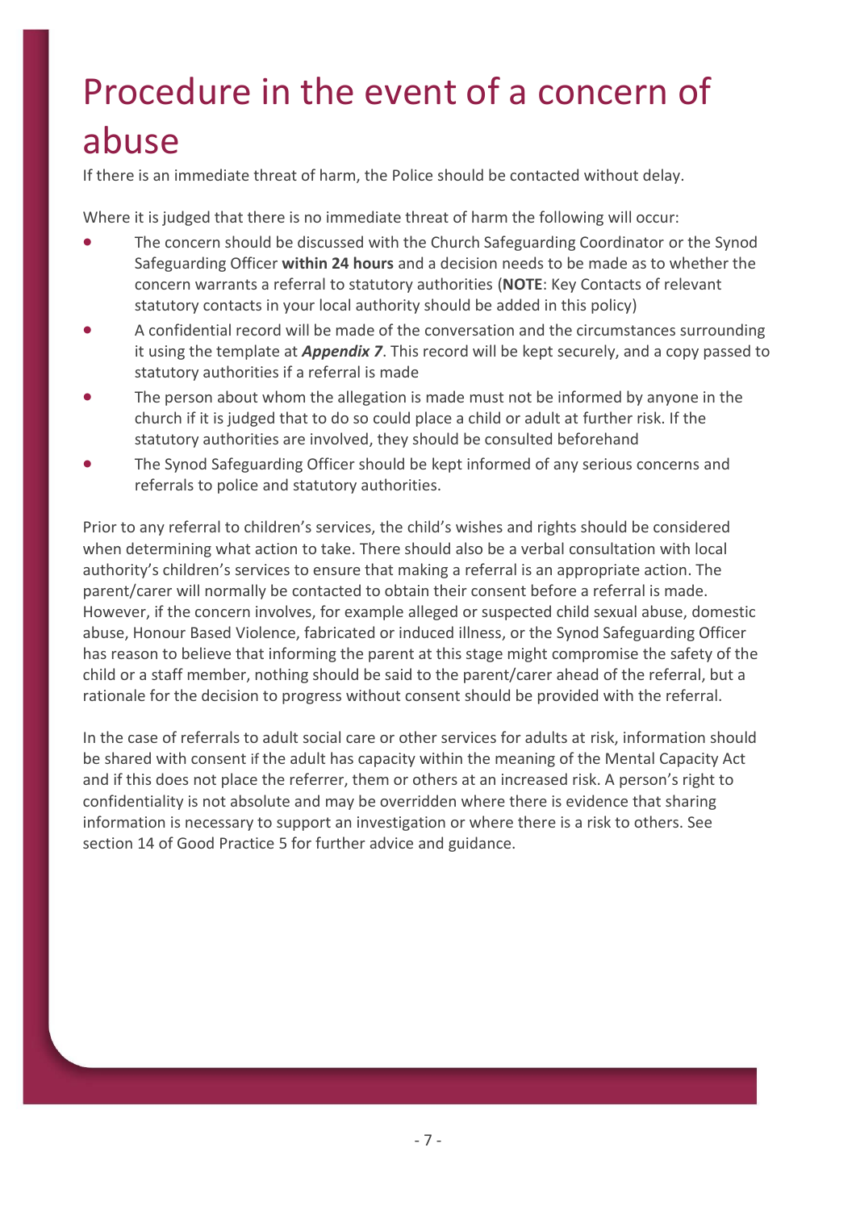# Procedure in the event of a concern of abuse

If there is an immediate threat of harm, the Police should be contacted without delay.

Where it is judged that there is no immediate threat of harm the following will occur:

- The concern should be discussed with the Church Safeguarding Coordinator or the Synod Safeguarding Officer **within 24 hours** and a decision needs to be made as to whether the concern warrants a referral to statutory authorities (**NOTE**: Key Contacts of relevant statutory contacts in your local authority should be added in this policy)
- A confidential record will be made of the conversation and the circumstances surrounding it using the template at ***Appendix 7***. This record will be kept securely, and a copy passed to statutory authorities if a referral is made
- The person about whom the allegation is made must not be informed by anyone in the church if it is judged that to do so could place a child or adult at further risk. If the statutory authorities are involved, they should be consulted beforehand
- The Synod Safeguarding Officer should be kept informed of any serious concerns and referrals to police and statutory authorities.

Prior to any referral to children's services, the child's wishes and rights should be considered when determining what action to take. There should also be a verbal consultation with local authority's children's services to ensure that making a referral is an appropriate action. The parent/carer will normally be contacted to obtain their consent before a referral is made. However, if the concern involves, for example alleged or suspected child sexual abuse, domestic abuse, Honour Based Violence, fabricated or induced illness, or the Synod Safeguarding Officer has reason to believe that informing the parent at this stage might compromise the safety of the child or a staff member, nothing should be said to the parent/carer ahead of the referral, but a rationale for the decision to progress without consent should be provided with the referral.

In the case of referrals to adult social care or other services for adults at risk, information should be shared with consent if the adult has capacity within the meaning of the Mental Capacity Act and if this does not place the referrer, them or others at an increased risk. A person's right to confidentiality is not absolute and may be overridden where there is evidence that sharing information is necessary to support an investigation or where there is a risk to others. See section 14 of Good Practice 5 for further advice and guidance.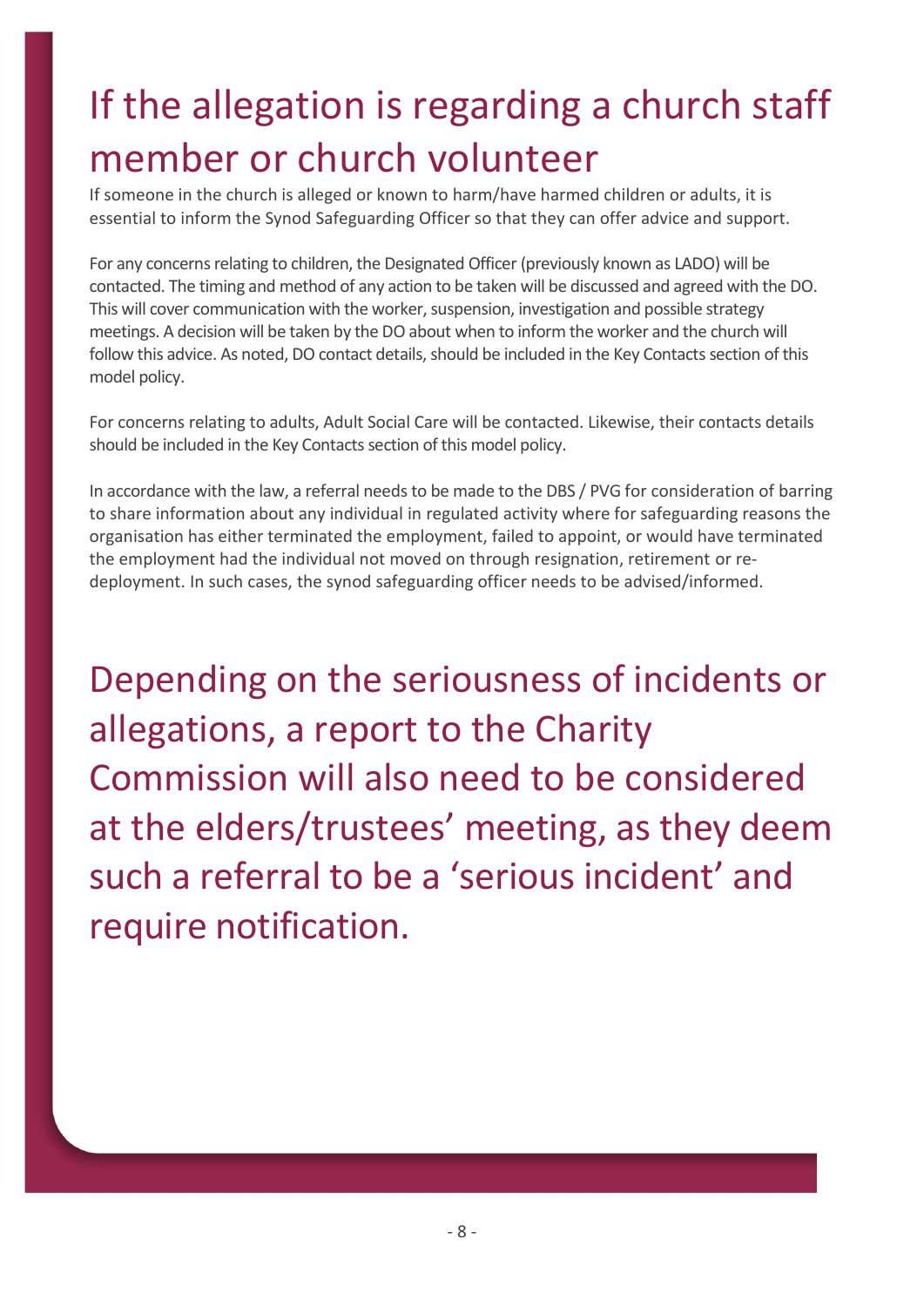# If the allegation is regarding a church staff member or church volunteer

If someone in the church is alleged or known to harm/have harmed children or adults, it is essential to inform the Synod Safeguarding Officer so that they can offer advice and support.

For any concerns relating to children, the Designated Officer (previously known as LADO) will be contacted. The timing and method of any action to be taken will be discussed and agreed with the DO. This will cover communication with the worker, suspension, investigation and possible strategy meetings. A decision will be taken by the DO about when to inform the worker and the church will follow this advice. As noted, DO contact details, should be included in the Key Contacts section of this model policy.

For concerns relating to adults, Adult Social Care will be contacted. Likewise, their contacts details should be included in the Key Contacts section of this model policy.

In accordance with the law, a referral needs to be made to the DBS / PVG for consideration of barring to share information about any individual in regulated activity where for safeguarding reasons the organisation has either terminated the employment, failed to appoint, or would have terminated the employment had the individual not moved on through resignation, retirement or re-deployment. In such cases, the synod safeguarding officer needs to be advised/informed.

## Depending on the seriousness of incidents or allegations, a report to the Charity Commission will also need to be considered at the elders/trustees' meeting, as they deem such a referral to be a 'serious incident' and require notification.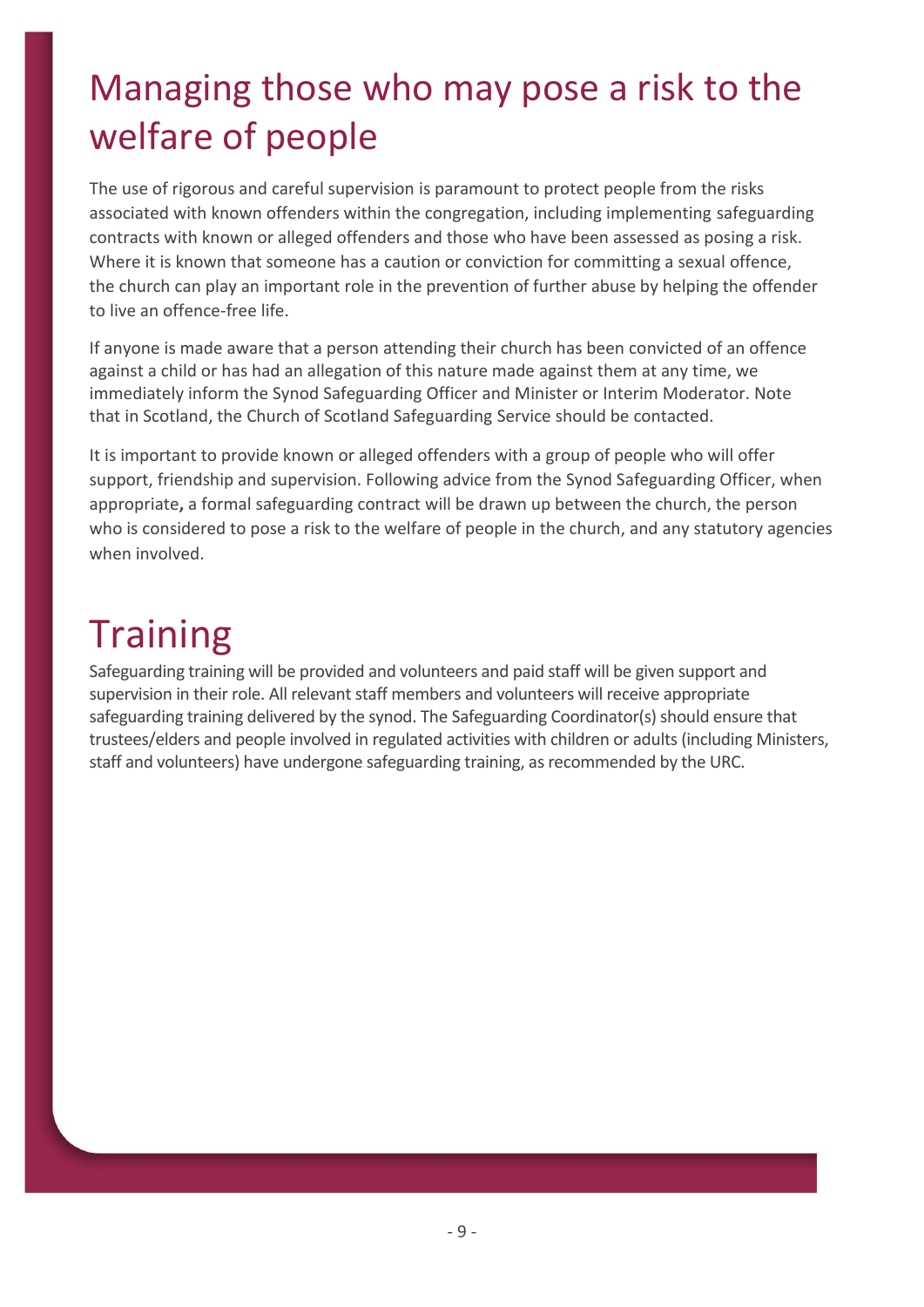# Managing those who may pose a risk to the welfare of people

The use of rigorous and careful supervision is paramount to protect people from the risks associated with known offenders within the congregation, including implementing safeguarding contracts with known or alleged offenders and those who have been assessed as posing a risk. Where it is known that someone has a caution or conviction for committing a sexual offence, the church can play an important role in the prevention of further abuse by helping the offender to live an offence-free life.

If anyone is made aware that a person attending their church has been convicted of an offence against a child or has had an allegation of this nature made against them at any time, we immediately inform the Synod Safeguarding Officer and Minister or Interim Moderator. Note that in Scotland, the Church of Scotland Safeguarding Service should be contacted.

It is important to provide known or alleged offenders with a group of people who will offer support, friendship and supervision. Following advice from the Synod Safeguarding Officer, when appropriate**,** a formal safeguarding contract will be drawn up between the church, the person who is considered to pose a risk to the welfare of people in the church, and any statutory agencies when involved.

# Training

Safeguarding training will be provided and volunteers and paid staff will be given support and supervision in their role. All relevant staff members and volunteers will receive appropriate safeguarding training delivered by the synod. The Safeguarding Coordinator(s) should ensure that trustees/elders and people involved in regulated activities with children or adults (including Ministers, staff and volunteers) have undergone safeguarding training, as recommended by the URC.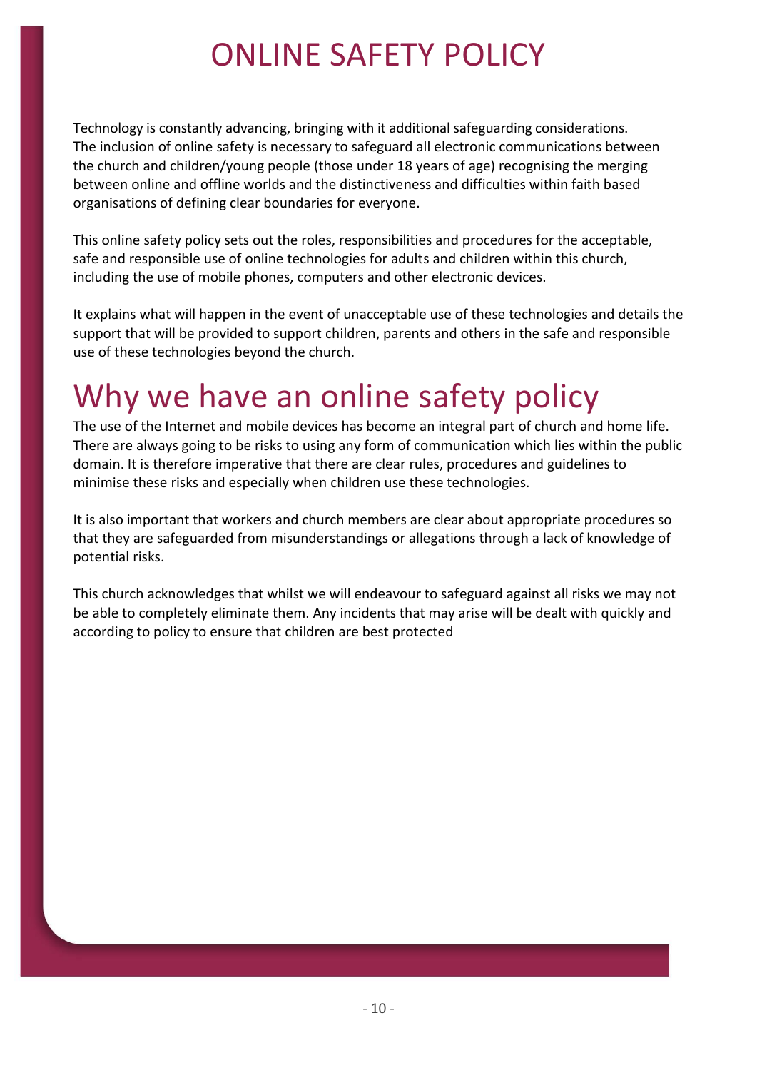# ONLINE SAFETY POLICY

Technology is constantly advancing, bringing with it additional safeguarding considerations. The inclusion of online safety is necessary to safeguard all electronic communications between the church and children/young people (those under 18 years of age) recognising the merging between online and offline worlds and the distinctiveness and difficulties within faith based organisations of defining clear boundaries for everyone.

This online safety policy sets out the roles, responsibilities and procedures for the acceptable, safe and responsible use of online technologies for adults and children within this church, including the use of mobile phones, computers and other electronic devices.

It explains what will happen in the event of unacceptable use of these technologies and details the support that will be provided to support children, parents and others in the safe and responsible use of these technologies beyond the church.

## Why we have an online safety policy

The use of the Internet and mobile devices has become an integral part of church and home life. There are always going to be risks to using any form of communication which lies within the public domain. It is therefore imperative that there are clear rules, procedures and guidelines to minimise these risks and especially when children use these technologies.

It is also important that workers and church members are clear about appropriate procedures so that they are safeguarded from misunderstandings or allegations through a lack of knowledge of potential risks.

This church acknowledges that whilst we will endeavour to safeguard against all risks we may not be able to completely eliminate them. Any incidents that may arise will be dealt with quickly and according to policy to ensure that children are best protected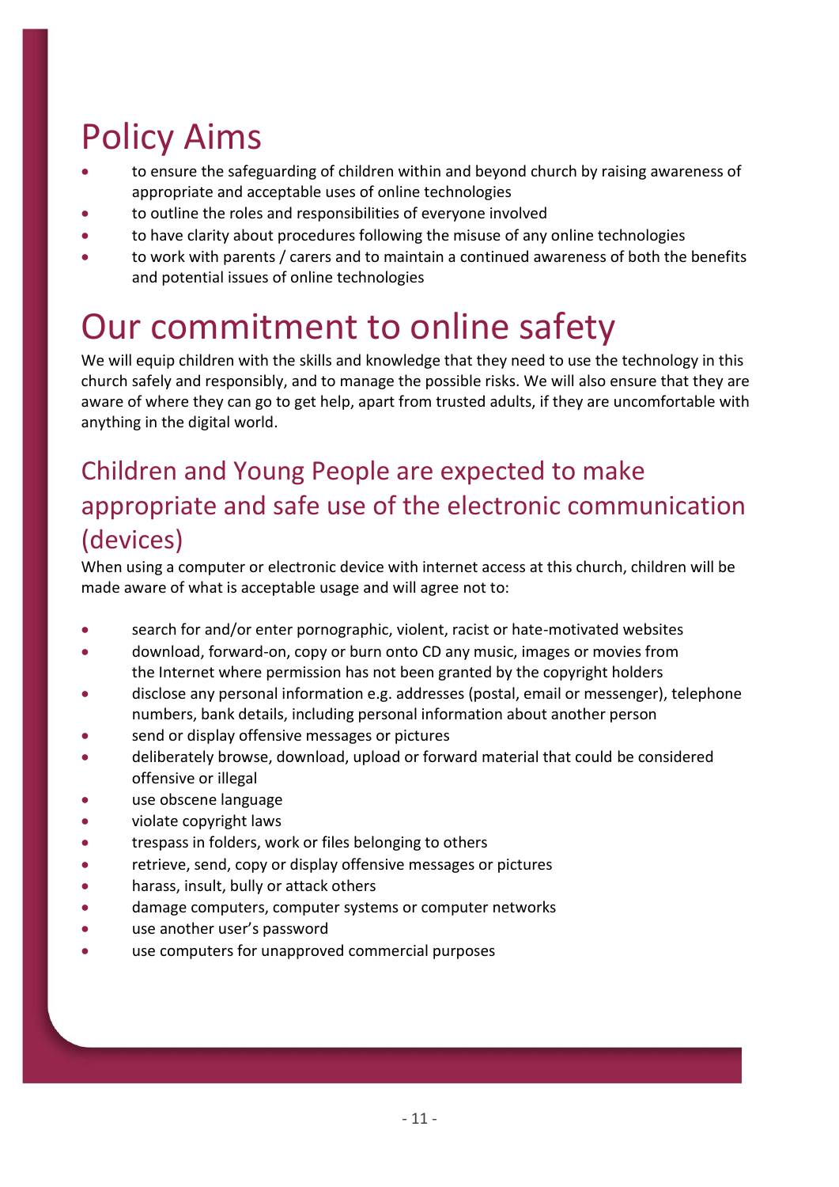# Policy Aims

- to ensure the safeguarding of children within and beyond church by raising awareness of appropriate and acceptable uses of online technologies
- to outline the roles and responsibilities of everyone involved
- to have clarity about procedures following the misuse of any online technologies
- to work with parents / carers and to maintain a continued awareness of both the benefits and potential issues of online technologies

# Our commitment to online safety

We will equip children with the skills and knowledge that they need to use the technology in this church safely and responsibly, and to manage the possible risks. We will also ensure that they are aware of where they can go to get help, apart from trusted adults, if they are uncomfortable with anything in the digital world.

## Children and Young People are expected to make appropriate and safe use of the electronic communication (devices)

When using a computer or electronic device with internet access at this church, children will be made aware of what is acceptable usage and will agree not to:

- search for and/or enter pornographic, violent, racist or hate-motivated websites
- download, forward-on, copy or burn onto CD any music, images or movies from the Internet where permission has not been granted by the copyright holders
- disclose any personal information e.g. addresses (postal, email or messenger), telephone numbers, bank details, including personal information about another person
- send or display offensive messages or pictures
- deliberately browse, download, upload or forward material that could be considered offensive or illegal
- use obscene language
- violate copyright laws
- trespass in folders, work or files belonging to others
- retrieve, send, copy or display offensive messages or pictures
- harass, insult, bully or attack others
- damage computers, computer systems or computer networks
- use another user's password
- use computers for unapproved commercial purposes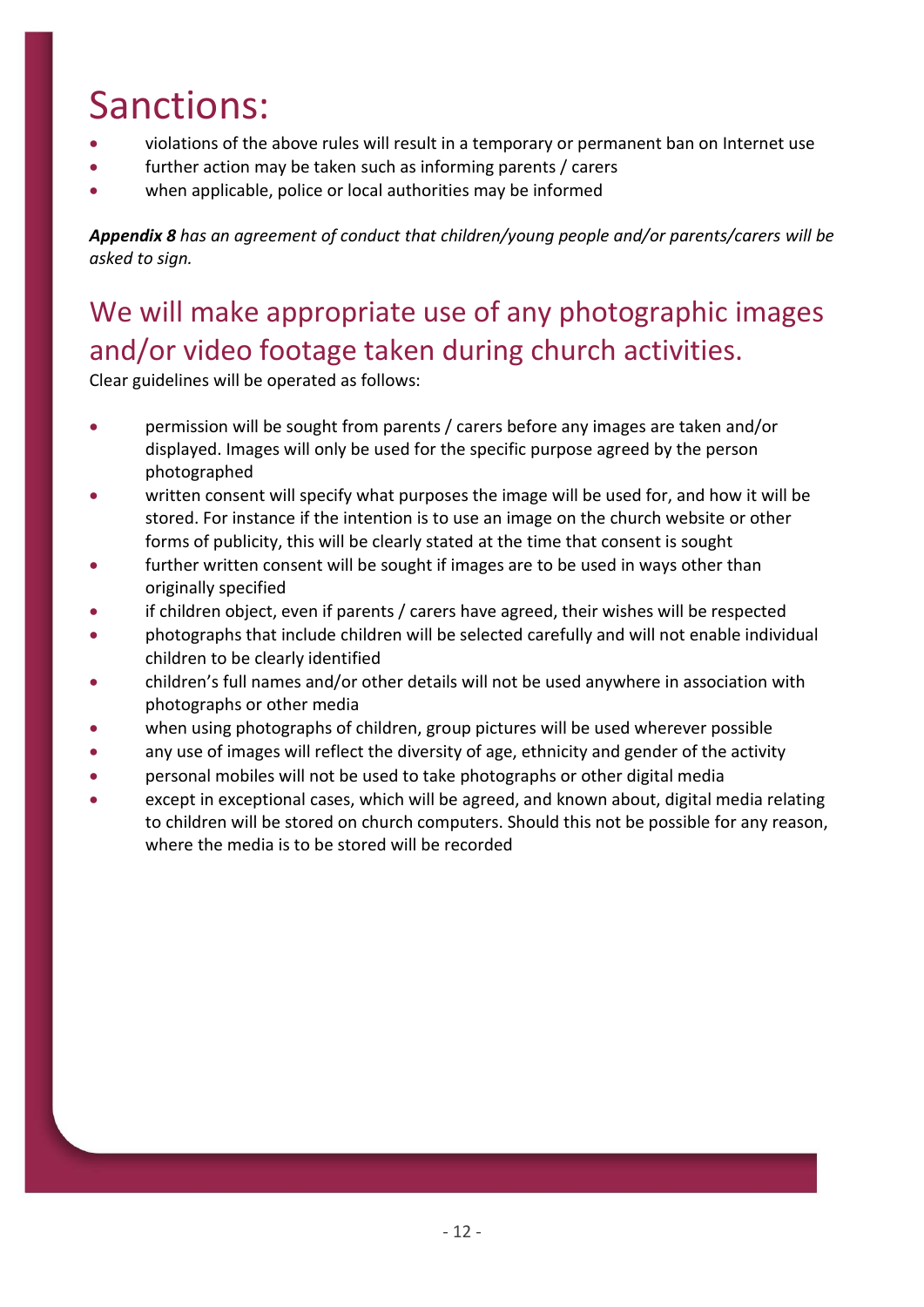# Sanctions:

- violations of the above rules will result in a temporary or permanent ban on Internet use
- further action may be taken such as informing parents / carers
- when applicable, police or local authorities may be informed

***Appendix 8*** *has an agreement of conduct that children/young people and/or parents/carers will be asked to sign.*

## We will make appropriate use of any photographic images and/or video footage taken during church activities.

Clear guidelines will be operated as follows:

- permission will be sought from parents / carers before any images are taken and/or displayed. Images will only be used for the specific purpose agreed by the person photographed
- written consent will specify what purposes the image will be used for, and how it will be stored. For instance if the intention is to use an image on the church website or other forms of publicity, this will be clearly stated at the time that consent is sought
- further written consent will be sought if images are to be used in ways other than originally specified
- if children object, even if parents / carers have agreed, their wishes will be respected
- photographs that include children will be selected carefully and will not enable individual children to be clearly identified
- children's full names and/or other details will not be used anywhere in association with photographs or other media
- when using photographs of children, group pictures will be used wherever possible
- any use of images will reflect the diversity of age, ethnicity and gender of the activity
- personal mobiles will not be used to take photographs or other digital media
- except in exceptional cases, which will be agreed, and known about, digital media relating to children will be stored on church computers. Should this not be possible for any reason, where the media is to be stored will be recorded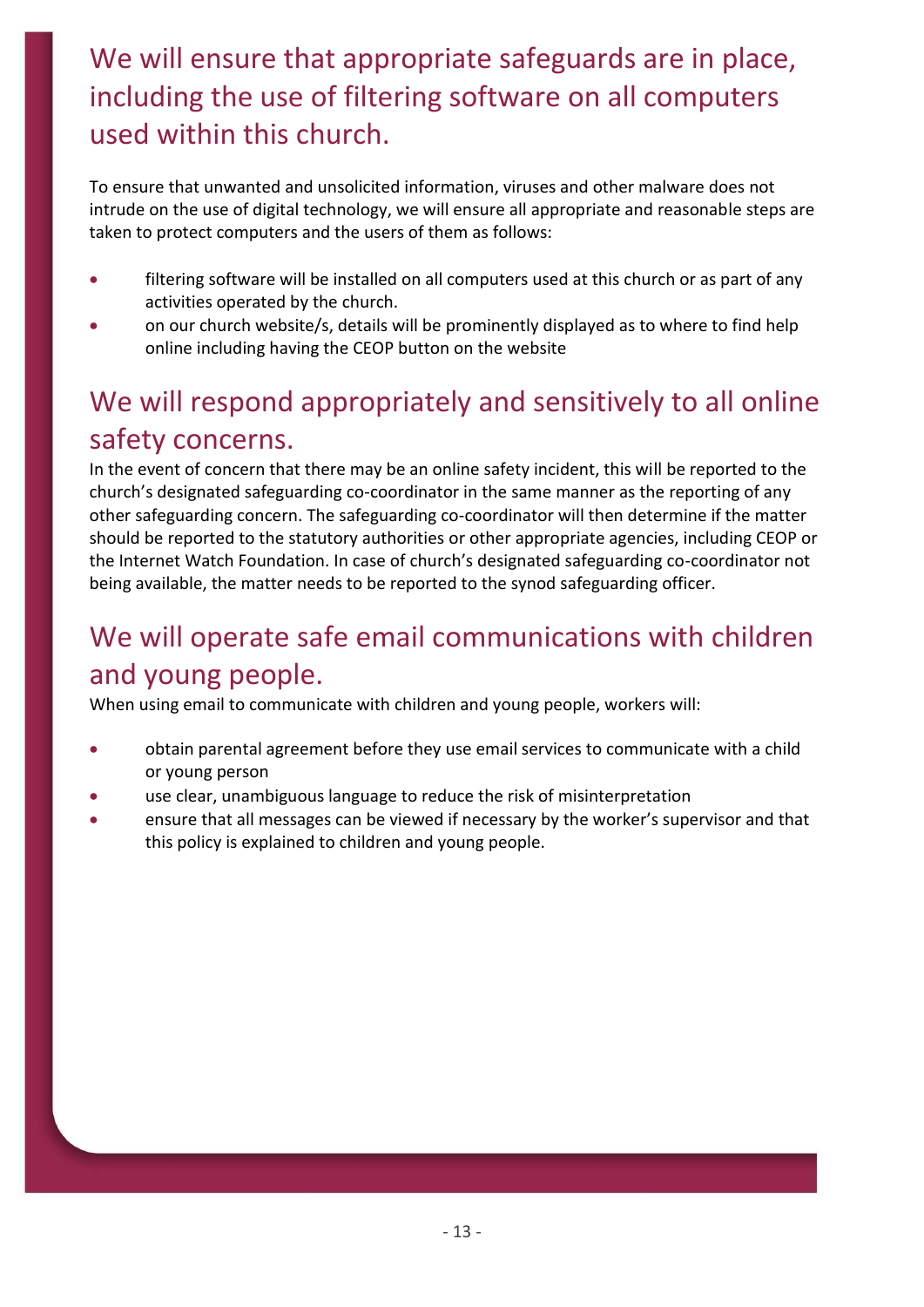## We will ensure that appropriate safeguards are in place, including the use of filtering software on all computers used within this church.

To ensure that unwanted and unsolicited information, viruses and other malware does not intrude on the use of digital technology, we will ensure all appropriate and reasonable steps are taken to protect computers and the users of them as follows:

- filtering software will be installed on all computers used at this church or as part of any activities operated by the church.
- on our church website/s, details will be prominently displayed as to where to find help online including having the CEOP button on the website

## We will respond appropriately and sensitively to all online safety concerns.

In the event of concern that there may be an online safety incident, this will be reported to the church's designated safeguarding co-coordinator in the same manner as the reporting of any other safeguarding concern. The safeguarding co-coordinator will then determine if the matter should be reported to the statutory authorities or other appropriate agencies, including CEOP or the Internet Watch Foundation. In case of church's designated safeguarding co-coordinator not being available, the matter needs to be reported to the synod safeguarding officer.

## We will operate safe email communications with children and young people.

When using email to communicate with children and young people, workers will:

- obtain parental agreement before they use email services to communicate with a child or young person
- use clear, unambiguous language to reduce the risk of misinterpretation
- ensure that all messages can be viewed if necessary by the worker's supervisor and that this policy is explained to children and young people.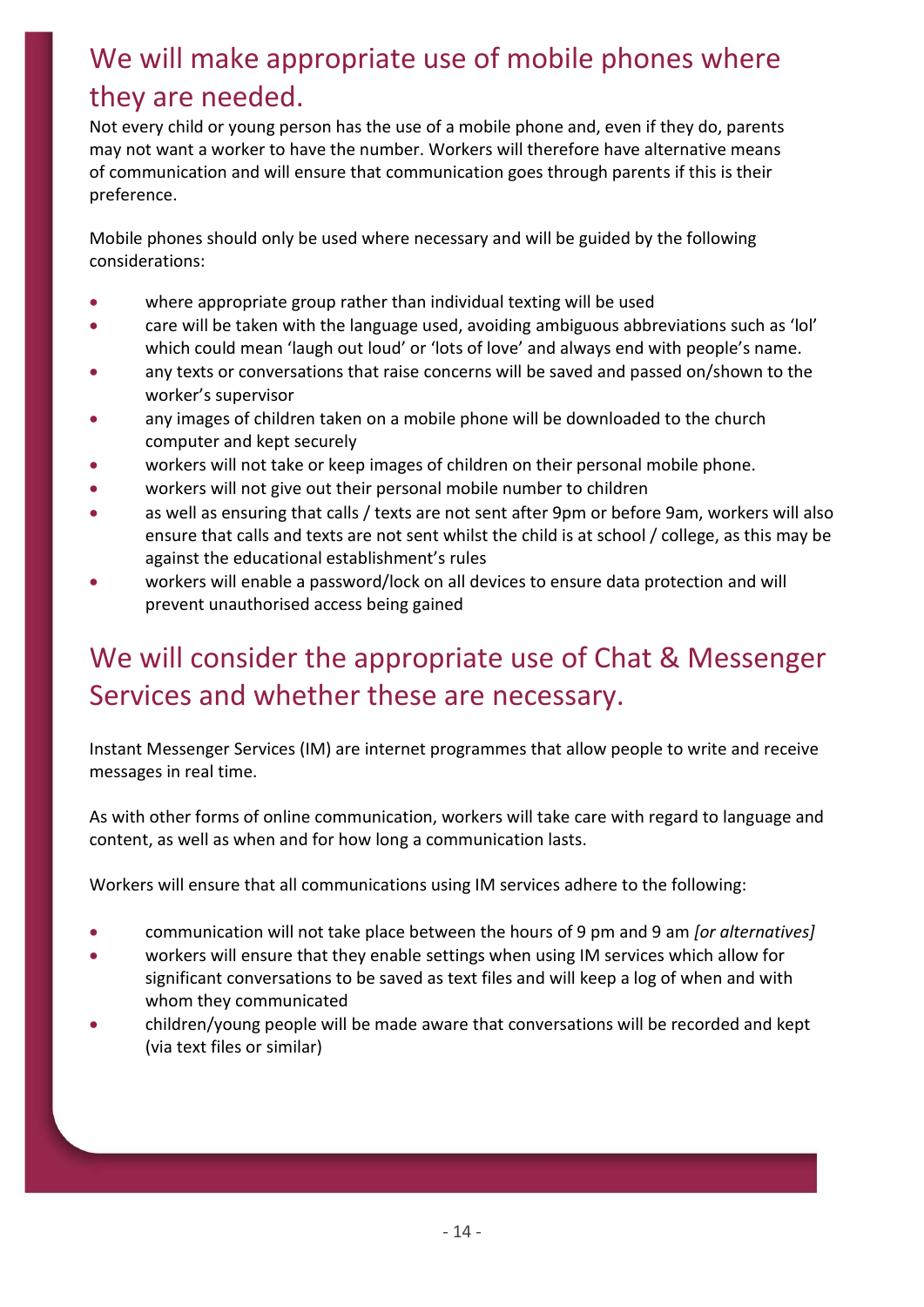## We will make appropriate use of mobile phones where they are needed.

Not every child or young person has the use of a mobile phone and, even if they do, parents may not want a worker to have the number. Workers will therefore have alternative means of communication and will ensure that communication goes through parents if this is their preference.

Mobile phones should only be used where necessary and will be guided by the following considerations:

- where appropriate group rather than individual texting will be used
- care will be taken with the language used, avoiding ambiguous abbreviations such as 'lol' which could mean 'laugh out loud' or 'lots of love' and always end with people's name.
- any texts or conversations that raise concerns will be saved and passed on/shown to the worker's supervisor
- any images of children taken on a mobile phone will be downloaded to the church computer and kept securely
- workers will not take or keep images of children on their personal mobile phone.
- workers will not give out their personal mobile number to children
- as well as ensuring that calls / texts are not sent after 9pm or before 9am, workers will also ensure that calls and texts are not sent whilst the child is at school / college, as this may be against the educational establishment's rules
- workers will enable a password/lock on all devices to ensure data protection and will prevent unauthorised access being gained

## We will consider the appropriate use of Chat & Messenger Services and whether these are necessary.

Instant Messenger Services (IM) are internet programmes that allow people to write and receive messages in real time.

As with other forms of online communication, workers will take care with regard to language and content, as well as when and for how long a communication lasts.

Workers will ensure that all communications using IM services adhere to the following:

- communication will not take place between the hours of 9 pm and 9 am *[or alternatives]*
- workers will ensure that they enable settings when using IM services which allow for significant conversations to be saved as text files and will keep a log of when and with whom they communicated
- children/young people will be made aware that conversations will be recorded and kept (via text files or similar)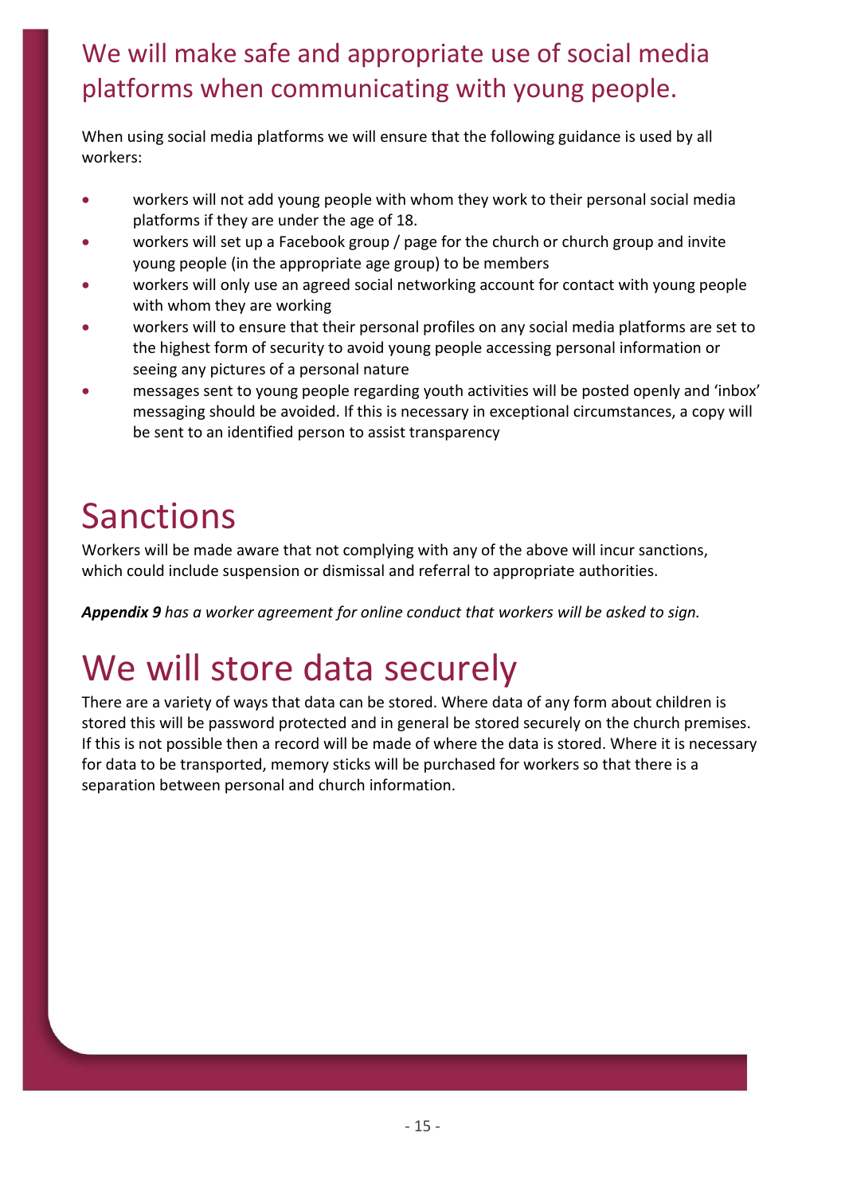## We will make safe and appropriate use of social media platforms when communicating with young people.

When using social media platforms we will ensure that the following guidance is used by all workers:

- workers will not add young people with whom they work to their personal social media platforms if they are under the age of 18.
- workers will set up a Facebook group / page for the church or church group and invite young people (in the appropriate age group) to be members
- workers will only use an agreed social networking account for contact with young people with whom they are working
- workers will to ensure that their personal profiles on any social media platforms are set to the highest form of security to avoid young people accessing personal information or seeing any pictures of a personal nature
- messages sent to young people regarding youth activities will be posted openly and 'inbox' messaging should be avoided. If this is necessary in exceptional circumstances, a copy will be sent to an identified person to assist transparency

# Sanctions

Workers will be made aware that not complying with any of the above will incur sanctions, which could include suspension or dismissal and referral to appropriate authorities.

***Appendix 9*** *has a worker agreement for online conduct that workers will be asked to sign.*

# We will store data securely

There are a variety of ways that data can be stored. Where data of any form about children is stored this will be password protected and in general be stored securely on the church premises. If this is not possible then a record will be made of where the data is stored. Where it is necessary for data to be transported, memory sticks will be purchased for workers so that there is a separation between personal and church information.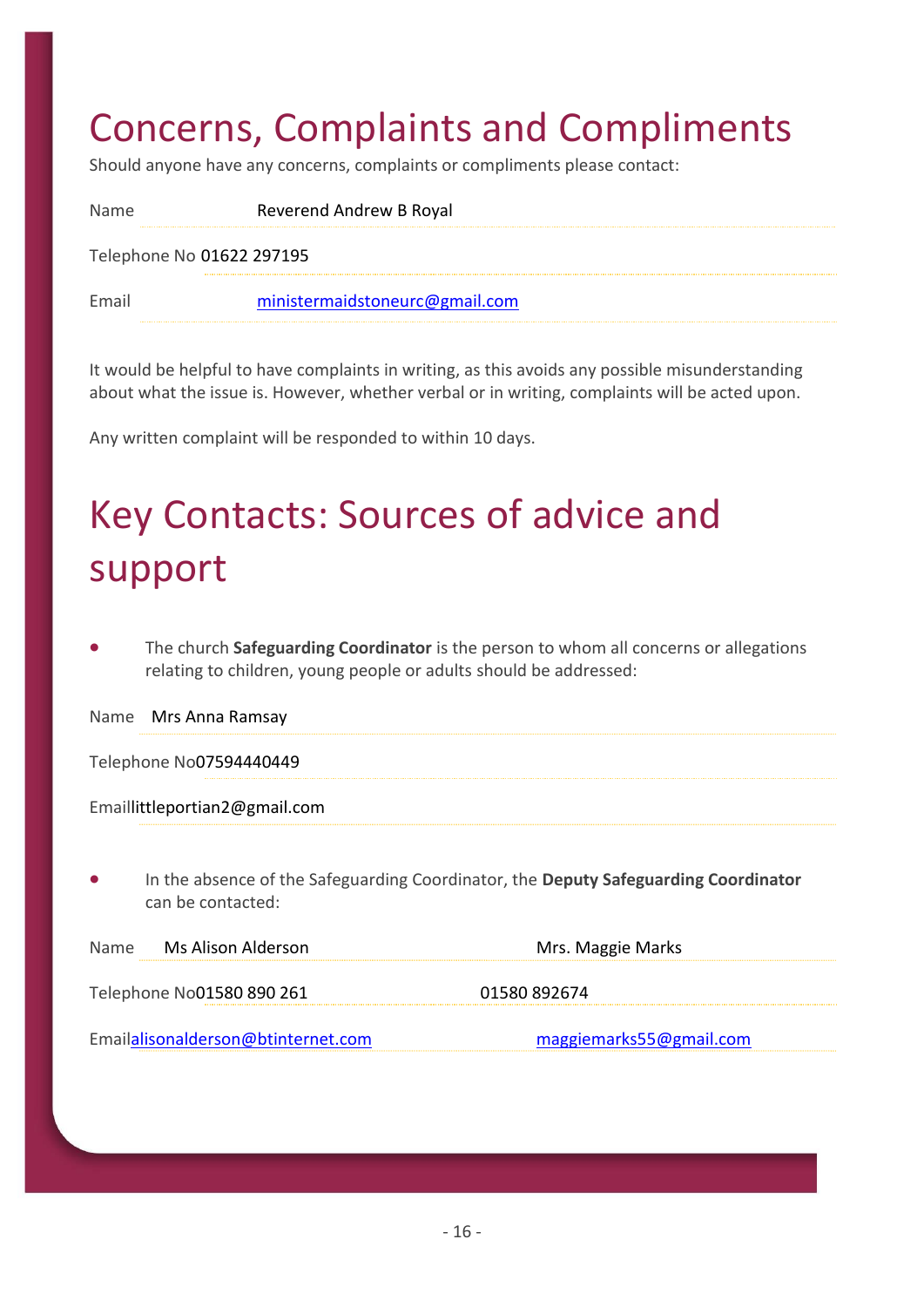# Concerns, Complaints and Compliments

Should anyone have any concerns, complaints or compliments please contact:

Name Reverend Andrew B Royal

Telephone No 01622 297195

Email ministermaidstoneurc@gmail.com

It would be helpful to have complaints in writing, as this avoids any possible misunderstanding about what the issue is. However, whether verbal or in writing, complaints will be acted upon.

Any written complaint will be responded to within 10 days.

# Key Contacts: Sources of advice and support

- The church **Safeguarding Coordinator** is the person to whom all concerns or allegations relating to children, young people or adults should be addressed:

Name Mrs Anna Ramsay

Telephone No 07594440449

Email littleportian2@gmail.com

- In the absence of the Safeguarding Coordinator, the **Deputy Safeguarding Coordinator** can be contacted:

| | | |
|---|---|---|
| Name | Ms Alison Alderson | Mrs. Maggie Marks |
| Telephone No | 01580 890 261 | 01580 892674 |
| Email | alisonalderson@btinternet.com | maggiemarks55@gmail.com |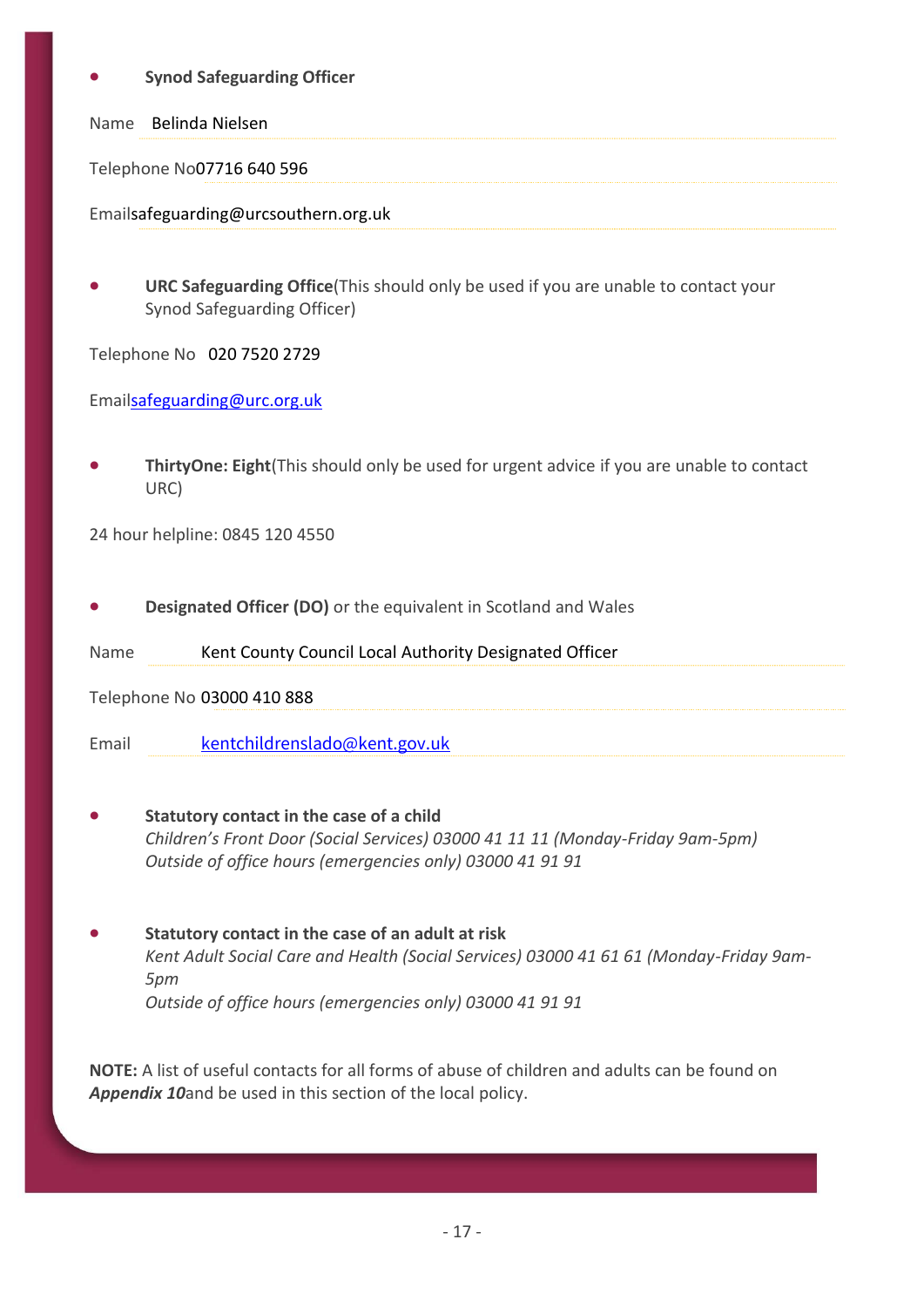- **Synod Safeguarding Officer**

Name Belinda Nielsen

Telephone No07716 640 596

Emailsafeguarding@urcsouthern.org.uk

- **URC Safeguarding Office**(This should only be used if you are unable to contact your Synod Safeguarding Officer)

Telephone No 020 7520 2729

Email[safeguarding@urc.org.uk](mailto:safeguarding@urc.org.uk)

- **ThirtyOne: Eight**(This should only be used for urgent advice if you are unable to contact URC)

24 hour helpline: 0845 120 4550

- **Designated Officer (DO)** or the equivalent in Scotland and Wales

Name Kent County Council Local Authority Designated Officer

Telephone No 03000 410 888

Email [kentchildrenslado@kent.gov.uk](mailto:kentchildrenslado@kent.gov.uk)

- **Statutory contact in the case of a child**
  *Children's Front Door (Social Services) 03000 41 11 11 (Monday-Friday 9am-5pm)*
  *Outside of office hours (emergencies only) 03000 41 91 91*

- **Statutory contact in the case of an adult at risk**
  *Kent Adult Social Care and Health (Social Services) 03000 41 61 61 (Monday-Friday 9am-5pm*
  *Outside of office hours (emergencies only) 03000 41 91 91*

**NOTE:** A list of useful contacts for all forms of abuse of children and adults can be found on ***Appendix 10***and be used in this section of the local policy.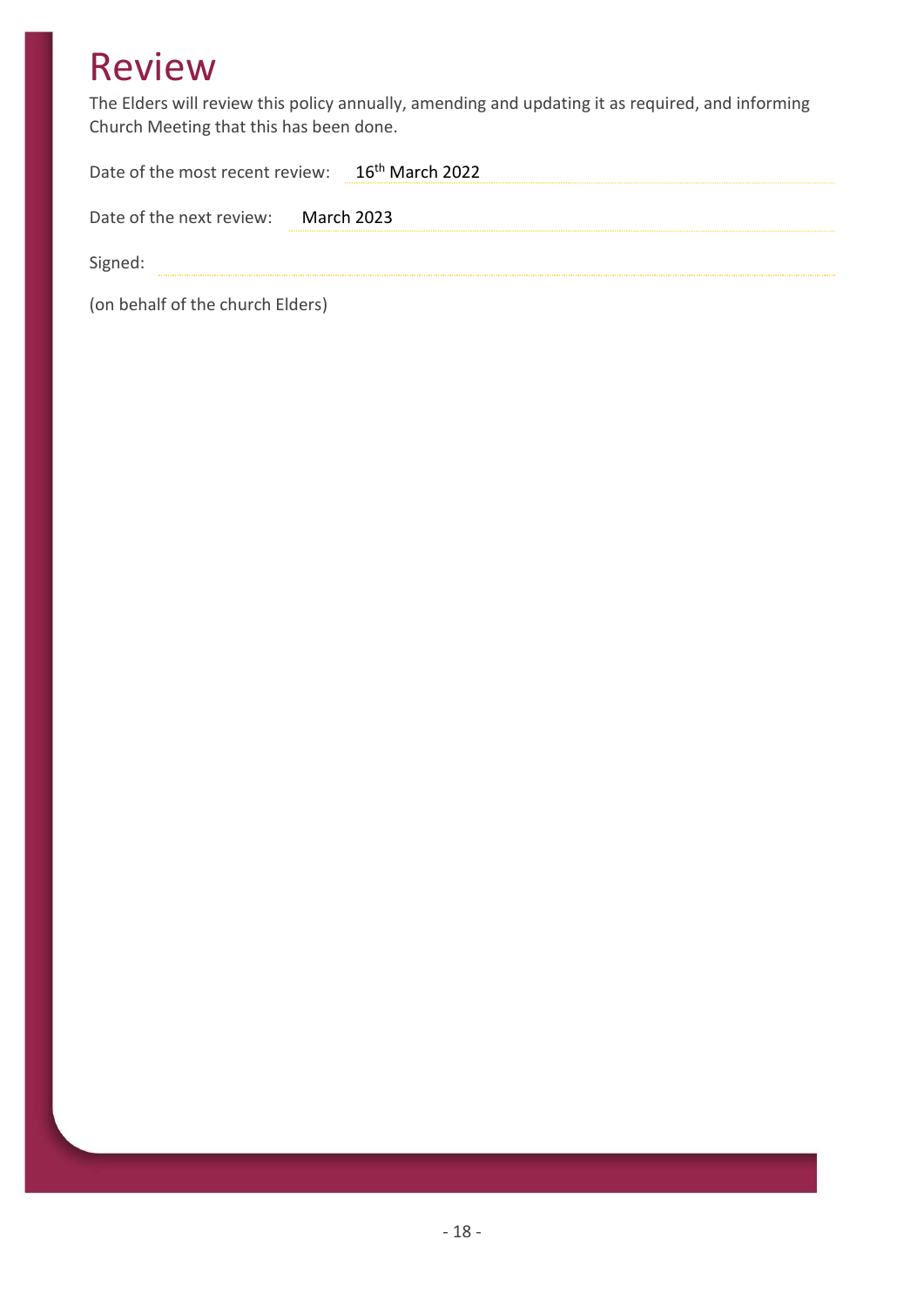# Review

The Elders will review this policy annually, amending and updating it as required, and informing Church Meeting that this has been done.

Date of the most recent review: 16th March 2022

Date of the next review: March 2023

Signed: 

(on behalf of the church Elders)